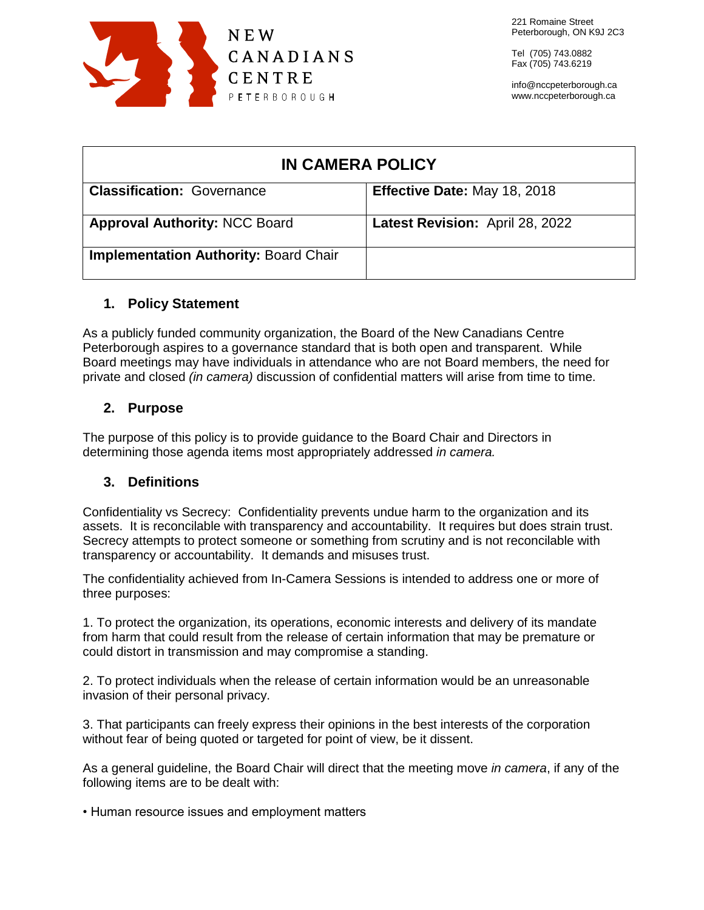NEW CANADIANS CENTRE
PETERBOROUGH

221 Romaine Street
Peterborough, ON K9J 2C3

Tel (705) 743.0882
Fax (705) 743.6219

info@nccpeterborough.ca
www.nccpeterborough.ca

| IN CAMERA POLICY | |
|---|---|
| **Classification:** Governance | **Effective Date:** May 18, 2018 |
| **Approval Authority:** NCC Board | **Latest Revision:** April 28, 2022 |
| **Implementation Authority:** Board Chair | |

## 1. Policy Statement

As a publicly funded community organization, the Board of the New Canadians Centre Peterborough aspires to a governance standard that is both open and transparent. While Board meetings may have individuals in attendance who are not Board members, the need for private and closed *(in camera)* discussion of confidential matters will arise from time to time.

## 2. Purpose

The purpose of this policy is to provide guidance to the Board Chair and Directors in determining those agenda items most appropriately addressed *in camera.*

## 3. Definitions

Confidentiality vs Secrecy: Confidentiality prevents undue harm to the organization and its assets. It is reconcilable with transparency and accountability. It requires but does strain trust. Secrecy attempts to protect someone or something from scrutiny and is not reconcilable with transparency or accountability. It demands and misuses trust.

The confidentiality achieved from In-Camera Sessions is intended to address one or more of three purposes:

1. To protect the organization, its operations, economic interests and delivery of its mandate from harm that could result from the release of certain information that may be premature or could distort in transmission and may compromise a standing.

2. To protect individuals when the release of certain information would be an unreasonable invasion of their personal privacy.

3. That participants can freely express their opinions in the best interests of the corporation without fear of being quoted or targeted for point of view, be it dissent.

As a general guideline, the Board Chair will direct that the meeting move *in camera*, if any of the following items are to be dealt with:

- Human resource issues and employment matters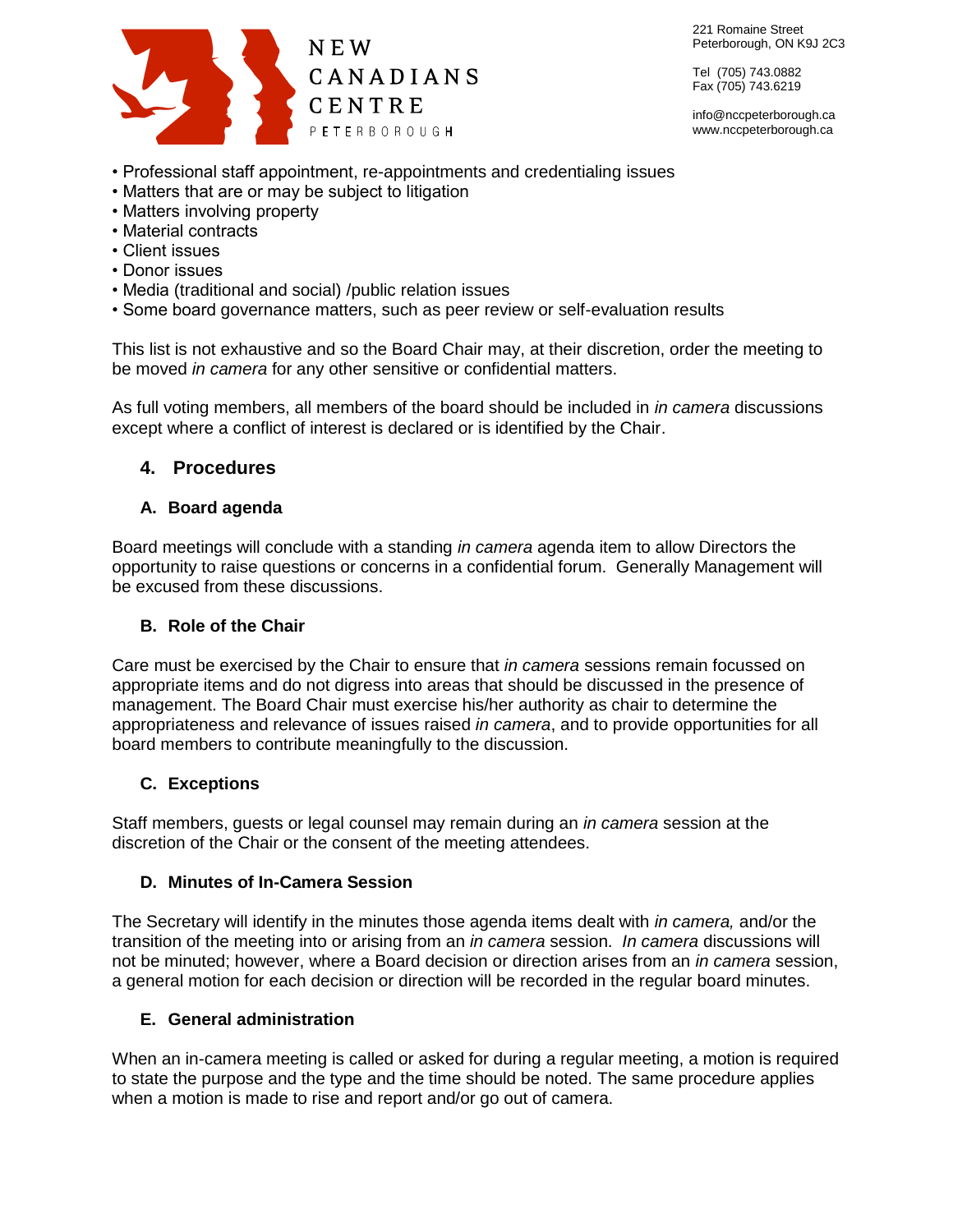- Professional staff appointment, re-appointments and credentialing issues
- Matters that are or may be subject to litigation
- Matters involving property
- Material contracts
- Client issues
- Donor issues
- Media (traditional and social) /public relation issues
- Some board governance matters, such as peer review or self-evaluation results

This list is not exhaustive and so the Board Chair may, at their discretion, order the meeting to be moved *in camera* for any other sensitive or confidential matters.

As full voting members, all members of the board should be included in *in camera* discussions except where a conflict of interest is declared or is identified by the Chair.

## 4. Procedures

### A. Board agenda

Board meetings will conclude with a standing *in camera* agenda item to allow Directors the opportunity to raise questions or concerns in a confidential forum. Generally Management will be excused from these discussions.

### B. Role of the Chair

Care must be exercised by the Chair to ensure that *in camera* sessions remain focussed on appropriate items and do not digress into areas that should be discussed in the presence of management. The Board Chair must exercise his/her authority as chair to determine the appropriateness and relevance of issues raised *in camera*, and to provide opportunities for all board members to contribute meaningfully to the discussion.

### C. Exceptions

Staff members, guests or legal counsel may remain during an *in camera* session at the discretion of the Chair or the consent of the meeting attendees.

### D. Minutes of In-Camera Session

The Secretary will identify in the minutes those agenda items dealt with *in camera,* and/or the transition of the meeting into or arising from an *in camera* session. *In camera* discussions will not be minuted; however, where a Board decision or direction arises from an *in camera* session, a general motion for each decision or direction will be recorded in the regular board minutes.

### E. General administration

When an in-camera meeting is called or asked for during a regular meeting, a motion is required to state the purpose and the type and the time should be noted. The same procedure applies when a motion is made to rise and report and/or go out of camera.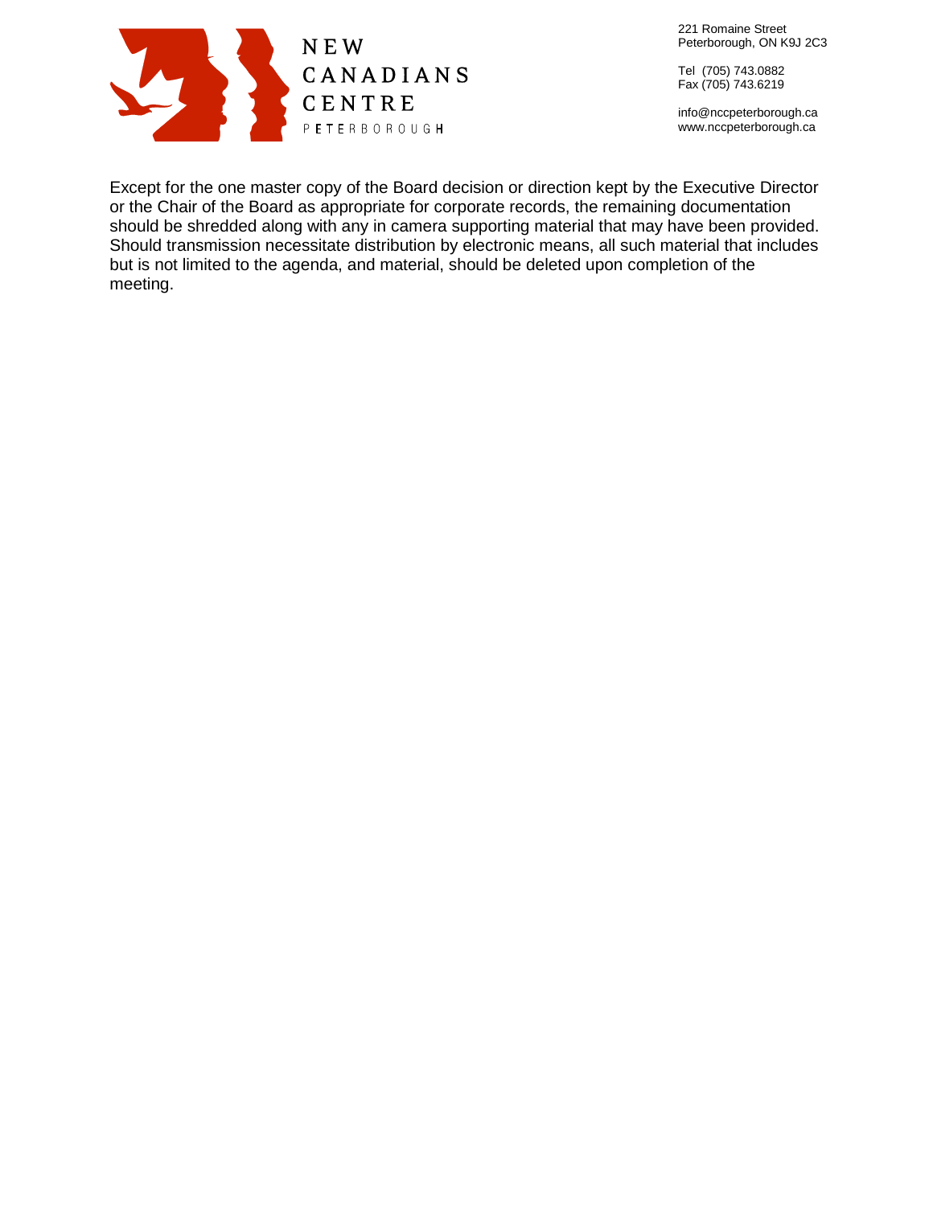NEW CANADIANS CENTRE
PETERBOROUGH

221 Romaine Street
Peterborough, ON K9J 2C3

Tel (705) 743.0882
Fax (705) 743.6219

info@nccpeterborough.ca
www.nccpeterborough.ca

Except for the one master copy of the Board decision or direction kept by the Executive Director or the Chair of the Board as appropriate for corporate records, the remaining documentation should be shredded along with any in camera supporting material that may have been provided. Should transmission necessitate distribution by electronic means, all such material that includes but is not limited to the agenda, and material, should be deleted upon completion of the meeting.